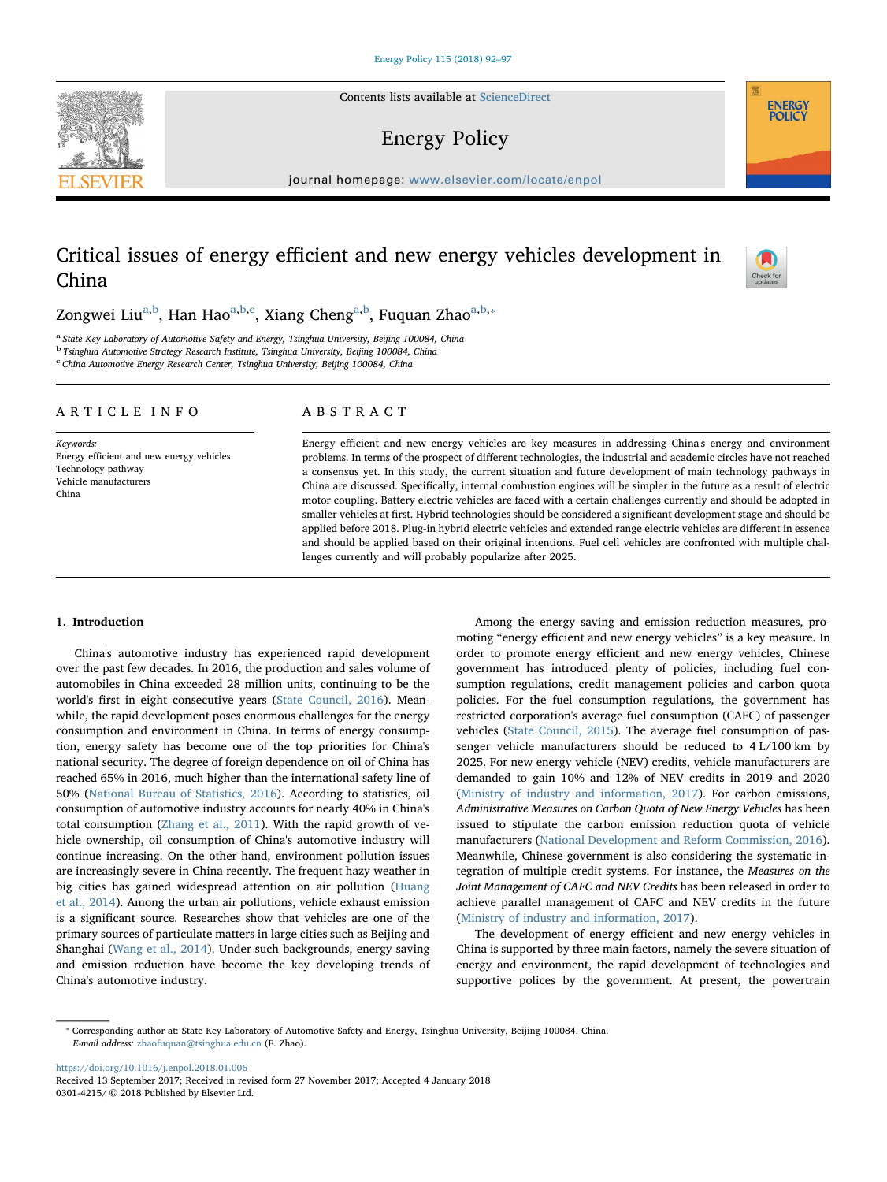# Critical issues of energy efficient and new energy vehicles development in China

Zongwei Liu[a,b], Han Hao[a,b,c], Xiang Cheng[a,b], Fuquan Zhao[a,b,*]

[a] State Key Laboratory of Automotive Safety and Energy, Tsinghua University, Beijing 100084, China
[b] Tsinghua Automotive Strategy Research Institute, Tsinghua University, Beijing 100084, China
[c] China Automotive Energy Research Center, Tsinghua University, Beijing 100084, China

## ARTICLE INFO

*Keywords:*
Energy efficient and new energy vehicles
Technology pathway
Vehicle manufacturers
China

## ABSTRACT

Energy efficient and new energy vehicles are key measures in addressing China's energy and environment problems. In terms of the prospect of different technologies, the industrial and academic circles have not reached a consensus yet. In this study, the current situation and future development of main technology pathways in China are discussed. Specifically, internal combustion engines will be simpler in the future as a result of electric motor coupling. Battery electric vehicles are faced with a certain challenges currently and should be adopted in smaller vehicles at first. Hybrid technologies should be considered a significant development stage and should be applied before 2018. Plug-in hybrid electric vehicles and extended range electric vehicles are different in essence and should be applied based on their original intentions. Fuel cell vehicles are confronted with multiple challenges currently and will probably popularize after 2025.

## 1. Introduction

China's automotive industry has experienced rapid development over the past few decades. In 2016, the production and sales volume of automobiles in China exceeded 28 million units, continuing to be the world's first in eight consecutive years (State Council, 2016). Meanwhile, the rapid development poses enormous challenges for the energy consumption and environment in China. In terms of energy consumption, energy safety has become one of the top priorities for China's national security. The degree of foreign dependence on oil of China has reached 65% in 2016, much higher than the international safety line of 50% (National Bureau of Statistics, 2016). According to statistics, oil consumption of automotive industry accounts for nearly 40% in China's total consumption (Zhang et al., 2011). With the rapid growth of vehicle ownership, oil consumption of China's automotive industry will continue increasing. On the other hand, environment pollution issues are increasingly severe in China recently. The frequent hazy weather in big cities has gained widespread attention on air pollution (Huang et al., 2014). Among the urban air pollutions, vehicle exhaust emission is a significant source. Researches show that vehicles are one of the primary sources of particulate matters in large cities such as Beijing and Shanghai (Wang et al., 2014). Under such backgrounds, energy saving and emission reduction have become the key developing trends of China's automotive industry.

Among the energy saving and emission reduction measures, promoting "energy efficient and new energy vehicles" is a key measure. In order to promote energy efficient and new energy vehicles, Chinese government has introduced plenty of policies, including fuel consumption regulations, credit management policies and carbon quota policies. For the fuel consumption regulations, the government has restricted corporation's average fuel consumption (CAFC) of passenger vehicles (State Council, 2015). The average fuel consumption of passenger vehicle manufacturers should be reduced to 4 L/100 km by 2025. For new energy vehicle (NEV) credits, vehicle manufacturers are demanded to gain 10% and 12% of NEV credits in 2019 and 2020 (Ministry of industry and information, 2017). For carbon emissions, *Administrative Measures on Carbon Quota of New Energy Vehicles* has been issued to stipulate the carbon emission reduction quota of vehicle manufacturers (National Development and Reform Commission, 2016). Meanwhile, Chinese government is also considering the systematic integration of multiple credit systems. For instance, the *Measures on the Joint Management of CAFC and NEV Credits* has been released in order to achieve parallel management of CAFC and NEV credits in the future (Ministry of industry and information, 2017).

The development of energy efficient and new energy vehicles in China is supported by three main factors, namely the severe situation of energy and environment, the rapid development of technologies and supportive polices by the government. At present, the powertrain

* Corresponding author at: State Key Laboratory of Automotive Safety and Energy, Tsinghua University, Beijing 100084, China.
*E-mail address:* zhaofuquan@tsinghua.edu.cn (F. Zhao).

https://doi.org/10.1016/j.enpol.2018.01.006
Received 13 September 2017; Received in revised form 27 November 2017; Accepted 4 January 2018
0301-4215/ © 2018 Published by Elsevier Ltd.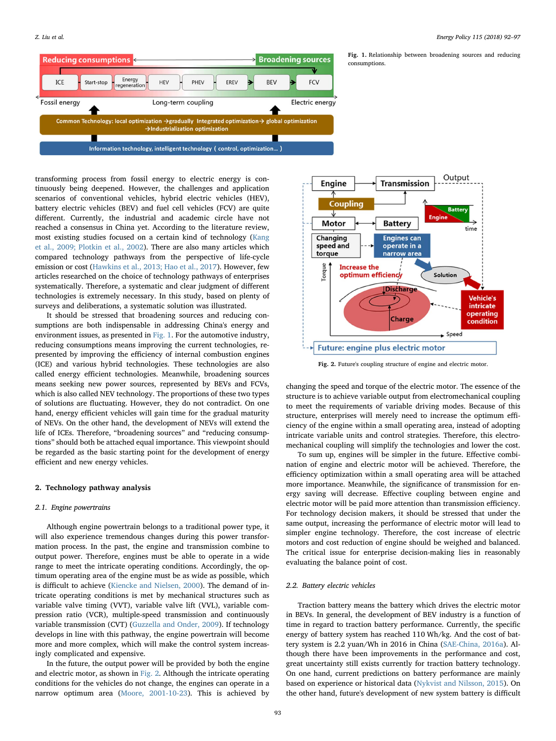Reducing consumptions

Broadening sources

ICE

Start-stop

Energy regeneration

HEV

PHEV

EREV

BEV

FCV

Fossil energy

Long-term coupling

Electric energy

Common Technology: local optimization →gradually Integrated optimization→ global optimization →Industrialization optimization

Information technology, intelligent technology ( control, optimization... )

**Fig. 1.** Relationship between broadening sources and reducing consumptions.

transforming process from fossil energy to electric energy is continuously being deepened. However, the challenges and application scenarios of conventional vehicles, hybrid electric vehicles (HEV), battery electric vehicles (BEV) and fuel cell vehicles (FCV) are quite different. Currently, the industrial and academic circle have not reached a consensus in China yet. According to the literature review, most existing studies focused on a certain kind of technology (Kang et al., 2009; Plotkin et al., 2002). There are also many articles which compared technology pathways from the perspective of life-cycle emission or cost (Hawkins et al., 2013; Hao et al., 2017). However, few articles researched on the choice of technology pathways of enterprises systematically. Therefore, a systematic and clear judgment of different technologies is extremely necessary. In this study, based on plenty of surveys and deliberations, a systematic solution was illustrated.

It should be stressed that broadening sources and reducing consumptions are both indispensable in addressing China's energy and environment issues, as presented in Fig. 1. For the automotive industry, reducing consumptions means improving the current technologies, represented by improving the efficiency of internal combustion engines (ICE) and various hybrid technologies. These technologies are also called energy efficient technologies. Meanwhile, broadening sources means seeking new power sources, represented by BEVs and FCVs, which is also called NEV technology. The proportions of these two types of solutions are fluctuating. However, they do not contradict. On one hand, energy efficient vehicles will gain time for the gradual maturity of NEVs. On the other hand, the development of NEVs will extend the life of ICEs. Therefore, "broadening sources" and "reducing consumptions" should both be attached equal importance. This viewpoint should be regarded as the basic starting point for the development of energy efficient and new energy vehicles.

## 2. Technology pathway analysis

### 2.1. Engine powertrains

Although engine powertrain belongs to a traditional power type, it will also experience tremendous changes during this power transformation process. In the past, the engine and transmission combine to output power. Therefore, engines must be able to operate in a wide range to meet the intricate operating conditions. Accordingly, the optimum operating area of the engine must be as wide as possible, which is difficult to achieve (Kiencke and Nielsen, 2000). The demand of intricate operating conditions is met by mechanical structures such as variable valve timing (VVT), variable valve lift (VVL), variable compression ratio (VCR), multiple-speed transmission and continuously variable transmission (CVT) (Guzzella and Onder, 2009). If technology develops in line with this pathway, the engine powertrain will become more and more complex, which will make the control system increasingly complicated and expensive.

In the future, the output power will be provided by both the engine and electric motor, as shown in Fig. 2. Although the intricate operating conditions for the vehicles do not change, the engines can operate in a narrow optimum area (Moore, 2001-10-23). This is achieved by

Engine

Transmission

Output

Coupling

Battery

Engine

time

Motor

Battery

Changing speed and torque

Engines can operate in a narrow area

Torque

Increase the optimum efficiency

Solution

Discharge

Charge

Vehicle's intricate operating condition

Speed

Future: engine plus electric motor

**Fig. 2.** Future's coupling structure of engine and electric motor.

changing the speed and torque of the electric motor. The essence of the structure is to achieve variable output from electromechanical coupling to meet the requirements of variable driving modes. Because of this structure, enterprises will merely need to increase the optimum efficiency of the engine within a small operating area, instead of adopting intricate variable units and control strategies. Therefore, this electromechanical coupling will simplify the technologies and lower the cost.

To sum up, engines will be simpler in the future. Effective combination of engine and electric motor will be achieved. Therefore, the efficiency optimization within a small operating area will be attached more importance. Meanwhile, the significance of transmission for energy saving will decrease. Effective coupling between engine and electric motor will be paid more attention than transmission efficiency. For technology decision makers, it should be stressed that under the same output, increasing the performance of electric motor will lead to simpler engine technology. Therefore, the cost increase of electric motors and cost reduction of engine should be weighed and balanced. The critical issue for enterprise decision-making lies in reasonably evaluating the balance point of cost.

### 2.2. Battery electric vehicles

Traction battery means the battery which drives the electric motor in BEVs. In general, the development of BEV industry is a function of time in regard to traction battery performance. Currently, the specific energy of battery system has reached 110 Wh/kg. And the cost of battery system is 2.2 yuan/Wh in 2016 in China (SAE-China, 2016a). Although there have been improvements in the performance and cost, great uncertainty still exists currently for traction battery technology. On one hand, current predictions on battery performance are mainly based on experience or historical data (Nykvist and Nilsson, 2015). On the other hand, future's development of new system battery is difficult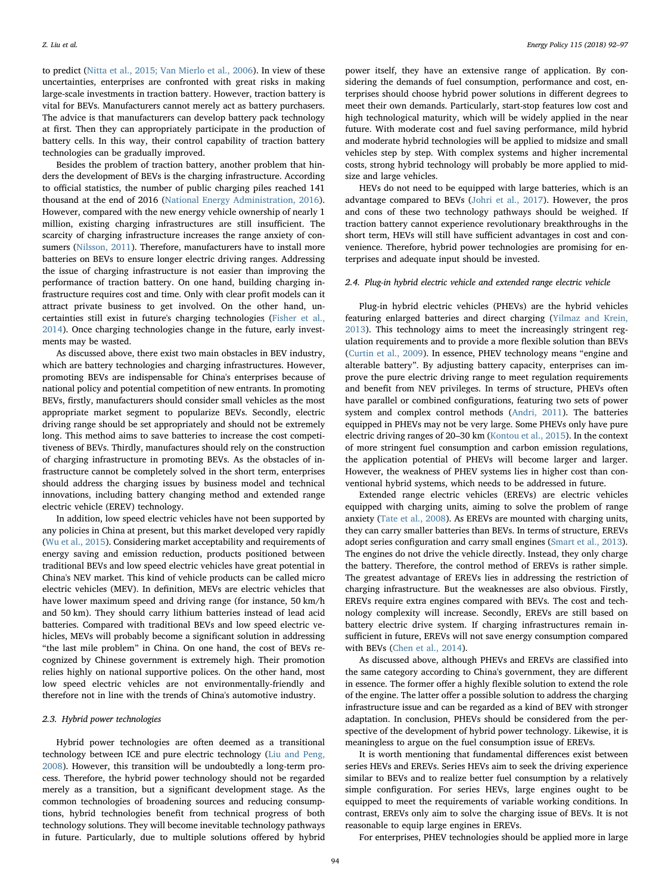to predict (Nitta et al., 2015; Van Mierlo et al., 2006). In view of these uncertainties, enterprises are confronted with great risks in making large-scale investments in traction battery. However, traction battery is vital for BEVs. Manufacturers cannot merely act as battery purchasers. The advice is that manufacturers can develop battery pack technology at first. Then they can appropriately participate in the production of battery cells. In this way, their control capability of traction battery technologies can be gradually improved.

Besides the problem of traction battery, another problem that hinders the development of BEVs is the charging infrastructure. According to official statistics, the number of public charging piles reached 141 thousand at the end of 2016 (National Energy Administration, 2016). However, compared with the new energy vehicle ownership of nearly 1 million, existing charging infrastructures are still insufficient. The scarcity of charging infrastructure increases the range anxiety of consumers (Nilsson, 2011). Therefore, manufacturers have to install more batteries on BEVs to ensure longer electric driving ranges. Addressing the issue of charging infrastructure is not easier than improving the performance of traction battery. On one hand, building charging infrastructure requires cost and time. Only with clear profit models can it attract private business to get involved. On the other hand, uncertainties still exist in future's charging technologies (Fisher et al., 2014). Once charging technologies change in the future, early investments may be wasted.

As discussed above, there exist two main obstacles in BEV industry, which are battery technologies and charging infrastructures. However, promoting BEVs are indispensable for China's enterprises because of national policy and potential competition of new entrants. In promoting BEVs, firstly, manufacturers should consider small vehicles as the most appropriate market segment to popularize BEVs. Secondly, electric driving range should be set appropriately and should not be extremely long. This method aims to save batteries to increase the cost competitiveness of BEVs. Thirdly, manufactures should rely on the construction of charging infrastructure in promoting BEVs. As the obstacles of infrastructure cannot be completely solved in the short term, enterprises should address the charging issues by business model and technical innovations, including battery changing method and extended range electric vehicle (EREV) technology.

In addition, low speed electric vehicles have not been supported by any policies in China at present, but this market developed very rapidly (Wu et al., 2015). Considering market acceptability and requirements of energy saving and emission reduction, products positioned between traditional BEVs and low speed electric vehicles have great potential in China's NEV market. This kind of vehicle products can be called micro electric vehicles (MEV). In definition, MEVs are electric vehicles that have lower maximum speed and driving range (for instance, 50 km/h and 50 km). They should carry lithium batteries instead of lead acid batteries. Compared with traditional BEVs and low speed electric vehicles, MEVs will probably become a significant solution in addressing "the last mile problem" in China. On one hand, the cost of BEVs recognized by Chinese government is extremely high. Their promotion relies highly on national supportive polices. On the other hand, most low speed electric vehicles are not environmentally-friendly and therefore not in line with the trends of China's automotive industry.

### 2.3. Hybrid power technologies

Hybrid power technologies are often deemed as a transitional technology between ICE and pure electric technology (Liu and Peng, 2008). However, this transition will be undoubtedly a long-term process. Therefore, the hybrid power technology should not be regarded merely as a transition, but a significant development stage. As the common technologies of broadening sources and reducing consumptions, hybrid technologies benefit from technical progress of both technology solutions. They will become inevitable technology pathways in future. Particularly, due to multiple solutions offered by hybrid power itself, they have an extensive range of application. By considering the demands of fuel consumption, performance and cost, enterprises should choose hybrid power solutions in different degrees to meet their own demands. Particularly, start-stop features low cost and high technological maturity, which will be widely applied in the near future. With moderate cost and fuel saving performance, mild hybrid and moderate hybrid technologies will be applied to midsize and small vehicles step by step. With complex systems and higher incremental costs, strong hybrid technology will probably be more applied to midsize and large vehicles.

HEVs do not need to be equipped with large batteries, which is an advantage compared to BEVs (Johri et al., 2017). However, the pros and cons of these two technology pathways should be weighed. If traction battery cannot experience revolutionary breakthroughs in the short term, HEVs will still have sufficient advantages in cost and convenience. Therefore, hybrid power technologies are promising for enterprises and adequate input should be invested.

### 2.4. Plug-in hybrid electric vehicle and extended range electric vehicle

Plug-in hybrid electric vehicles (PHEVs) are the hybrid vehicles featuring enlarged batteries and direct charging (Yilmaz and Krein, 2013). This technology aims to meet the increasingly stringent regulation requirements and to provide a more flexible solution than BEVs (Curtin et al., 2009). In essence, PHEV technology means "engine and alterable battery". By adjusting battery capacity, enterprises can improve the pure electric driving range to meet regulation requirements and benefit from NEV privileges. In terms of structure, PHEVs often have parallel or combined configurations, featuring two sets of power system and complex control methods (Andri, 2011). The batteries equipped in PHEVs may not be very large. Some PHEVs only have pure electric driving ranges of 20–30 km (Kontou et al., 2015). In the context of more stringent fuel consumption and carbon emission regulations, the application potential of PHEVs will become larger and larger. However, the weakness of PHEV systems lies in higher cost than conventional hybrid systems, which needs to be addressed in future.

Extended range electric vehicles (EREVs) are electric vehicles equipped with charging units, aiming to solve the problem of range anxiety (Tate et al., 2008). As EREVs are mounted with charging units, they can carry smaller batteries than BEVs. In terms of structure, EREVs adopt series configuration and carry small engines (Smart et al., 2013). The engines do not drive the vehicle directly. Instead, they only charge the battery. Therefore, the control method of EREVs is rather simple. The greatest advantage of EREVs lies in addressing the restriction of charging infrastructure. But the weaknesses are also obvious. Firstly, EREVs require extra engines compared with BEVs. The cost and technology complexity will increase. Secondly, EREVs are still based on battery electric drive system. If charging infrastructures remain insufficient in future, EREVs will not save energy consumption compared with BEVs (Chen et al., 2014).

As discussed above, although PHEVs and EREVs are classified into the same category according to China's government, they are different in essence. The former offer a highly flexible solution to extend the role of the engine. The latter offer a possible solution to address the charging infrastructure issue and can be regarded as a kind of BEV with stronger adaptation. In conclusion, PHEVs should be considered from the perspective of the development of hybrid power technology. Likewise, it is meaningless to argue on the fuel consumption issue of EREVs.

It is worth mentioning that fundamental differences exist between series HEVs and EREVs. Series HEVs aim to seek the driving experience similar to BEVs and to realize better fuel consumption by a relatively simple configuration. For series HEVs, large engines ought to be equipped to meet the requirements of variable working conditions. In contrast, EREVs only aim to solve the charging issue of BEVs. It is not reasonable to equip large engines in EREVs.

For enterprises, PHEV technologies should be applied more in large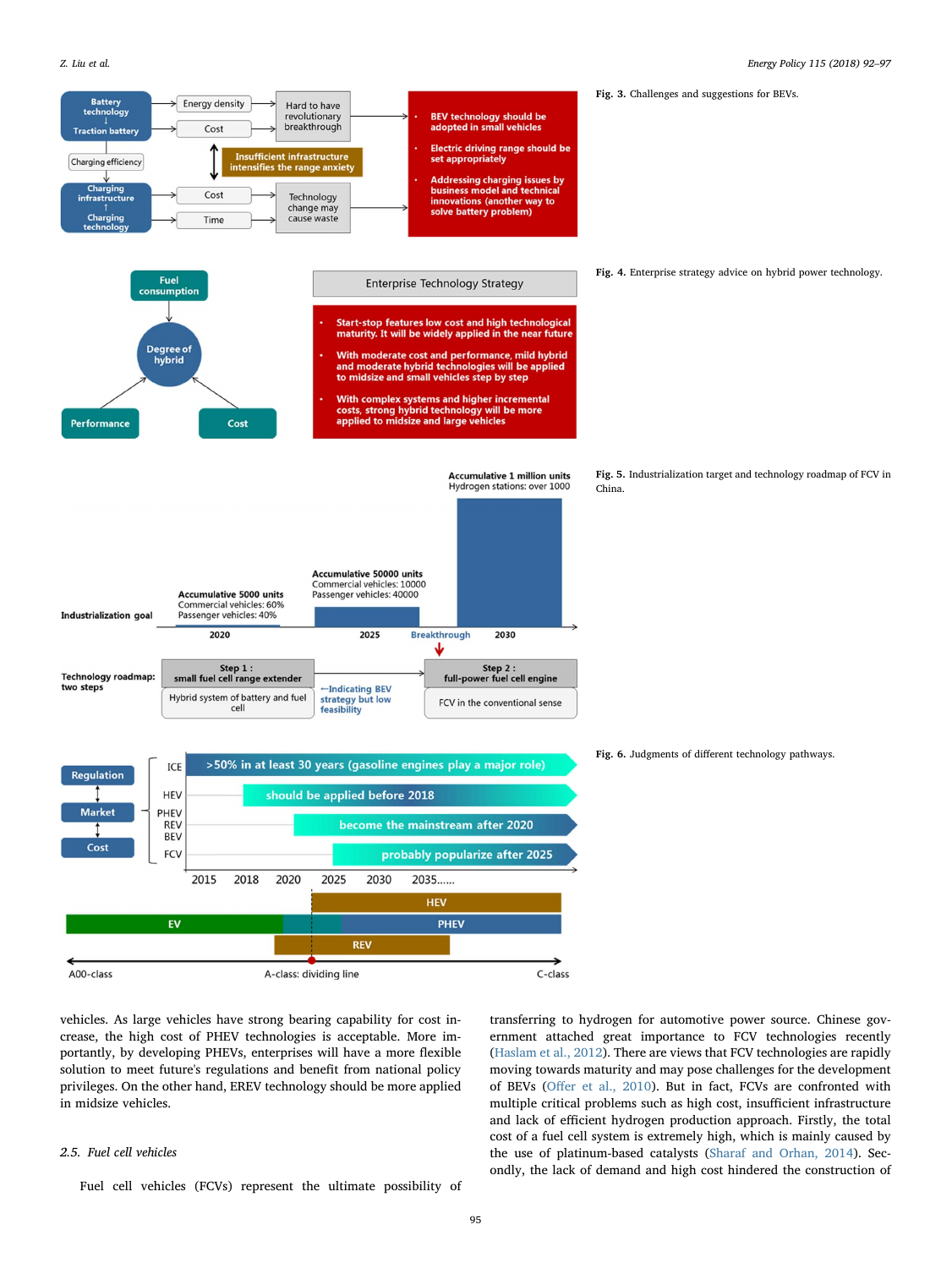Fig. 3. Challenges and suggestions for BEVs.

Fig. 4. Enterprise strategy advice on hybrid power technology.

Fig. 5. Industrialization target and technology roadmap of FCV in China.

Fig. 6. Judgments of different technology pathways.

vehicles. As large vehicles have strong bearing capability for cost increase, the high cost of PHEV technologies is acceptable. More importantly, by developing PHEVs, enterprises will have a more flexible solution to meet future's regulations and benefit from national policy privileges. On the other hand, EREV technology should be more applied in midsize vehicles.

### 2.5. Fuel cell vehicles

Fuel cell vehicles (FCVs) represent the ultimate possibility of transferring to hydrogen for automotive power source. Chinese government attached great importance to FCV technologies recently (Haslam et al., 2012). There are views that FCV technologies are rapidly moving towards maturity and may pose challenges for the development of BEVs (Offer et al., 2010). But in fact, FCVs are confronted with multiple critical problems such as high cost, insufficient infrastructure and lack of efficient hydrogen production approach. Firstly, the total cost of a fuel cell system is extremely high, which is mainly caused by the use of platinum-based catalysts (Sharaf and Orhan, 2014). Secondly, the lack of demand and high cost hindered the construction of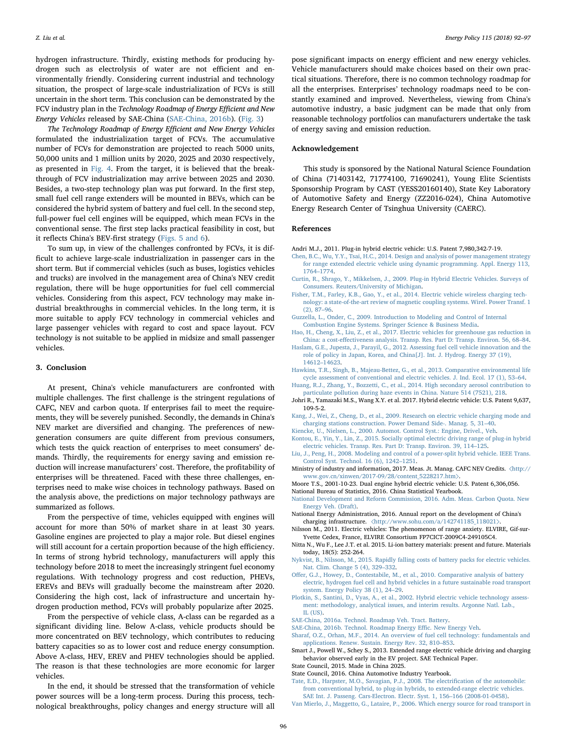hydrogen infrastructure. Thirdly, existing methods for producing hydrogen such as electrolysis of water are not efficient and environmentally friendly. Considering current industrial and technology situation, the prospect of large-scale industrialization of FCVs is still uncertain in the short term. This conclusion can be demonstrated by the FCV industry plan in the *Technology Roadmap of Energy Efficient and New Energy Vehicles* released by SAE-China (SAE-China, 2016b). (Fig. 3)

*The Technology Roadmap of Energy Efficient and New Energy Vehicles* formulated the industrialization target of FCVs. The accumulative number of FCVs for demonstration are projected to reach 5000 units, 50,000 units and 1 million units by 2020, 2025 and 2030 respectively, as presented in Fig. 4. From the target, it is believed that the breakthrough of FCV industrialization may arrive between 2025 and 2030. Besides, a two-step technology plan was put forward. In the first step, small fuel cell range extenders will be mounted in BEVs, which can be considered the hybrid system of battery and fuel cell. In the second step, full-power fuel cell engines will be equipped, which mean FCVs in the conventional sense. The first step lacks practical feasibility in cost, but it reflects China's BEV-first strategy (Figs. 5 and 6).

To sum up, in view of the challenges confronted by FCVs, it is difficult to achieve large-scale industrialization in passenger cars in the short term. But if commercial vehicles (such as buses, logistics vehicles and trucks) are involved in the management area of China's NEV credit regulation, there will be huge opportunities for fuel cell commercial vehicles. Considering from this aspect, FCV technology may make industrial breakthroughs in commercial vehicles. In the long term, it is more suitable to apply FCV technology in commercial vehicles and large passenger vehicles with regard to cost and space layout. FCV technology is not suitable to be applied in midsize and small passenger vehicles.

## 3. Conclusion

At present, China's vehicle manufacturers are confronted with multiple challenges. The first challenge is the stringent regulations of CAFC, NEV and carbon quota. If enterprises fail to meet the requirements, they will be severely punished. Secondly, the demands in China's NEV market are diversified and changing. The preferences of new-generation consumers are quite different from previous consumers, which tests the quick reaction of enterprises to meet consumers' demands. Thirdly, the requirements for energy saving and emission reduction will increase manufacturers' cost. Therefore, the profitability of enterprises will be threatened. Faced with these three challenges, enterprises need to make wise choices in technology pathways. Based on the analysis above, the predictions on major technology pathways are summarized as follows.

From the perspective of time, vehicles equipped with engines will account for more than 50% of market share in at least 30 years. Gasoline engines are projected to play a major role. But diesel engines will still account for a certain proportion because of the high efficiency. In terms of strong hybrid technology, manufacturers will apply this technology before 2018 to meet the increasingly stringent fuel economy regulations. With technology progress and cost reduction, PHEVs, EREVs and BEVs will gradually become the mainstream after 2020. Considering the high cost, lack of infrastructure and uncertain hydrogen production method, FCVs will probably popularize after 2025.

From the perspective of vehicle class, A-class can be regarded as a significant dividing line. Below A-class, vehicle products should be more concentrated on BEV technology, which contributes to reducing battery capacities so as to lower cost and reduce energy consumption. Above A-class, HEV, EREV and PHEV technologies should be applied. The reason is that these technologies are more economic for larger vehicles.

In the end, it should be stressed that the transformation of vehicle power sources will be a long-term process. During this process, technological breakthroughs, policy changes and energy structure will all pose significant impacts on energy efficient and new energy vehicles. Vehicle manufacturers should make choices based on their own practical situations. Therefore, there is no common technology roadmap for all the enterprises. Enterprises' technology roadmaps need to be constantly examined and improved. Nevertheless, viewing from China's automotive industry, a basic judgment can be made that only from reasonable technology portfolios can manufacturers undertake the task of energy saving and emission reduction.

## Acknowledgement

This study is sponsored by the National Natural Science Foundation of China (71403142, 71774100, 71690241), Young Elite Scientists Sponsorship Program by CAST (YESS20160140), State Key Laboratory of Automotive Safety and Energy (ZZ2016-024), China Automotive Energy Research Center of Tsinghua University (CAERC).

## References

Andri M.J., 2011. Plug-in hybrid electric vehicle: U.S. Patent 7,980,342-7-19.

Chen, B.C., Wu, Y.Y., Tsai, H.C., 2014. Design and analysis of power management strategy for range extended electric vehicle using dynamic programming. Appl. Energy 113, 1764–1774.

Curtin, R., Shrago, Y., Mikkelsen, J., 2009. Plug-in Hybrid Electric Vehicles. Surveys of Consumers. Reuters/University of Michigan.

Fisher, T.M., Farley, K.B., Gao, Y., et al., 2014. Electric vehicle wireless charging technology: a state-of-the-art review of magnetic coupling systems. Wirel. Power Transf. 1 (2), 87–96.

Guzzella, L., Onder, C., 2009. Introduction to Modeling and Control of Internal Combustion Engine Systems. Springer Science & Business Media.

Hao, H., Cheng, X., Liu, Z., et al., 2017. Electric vehicles for greenhouse gas reduction in China: a cost-effectiveness analysis. Transp. Res. Part D: Transp. Environ. 56, 68–84.

Haslam, G.E., Jupesta, J., Parayil, G., 2012. Assessing fuel cell vehicle innovation and the role of policy in Japan, Korea, and China[J]. Int. J. Hydrog. Energy 37 (19), 14612–14623.

Hawkins, T.R., Singh, B., Majeau-Bettez, G., et al., 2013. Comparative environmental life cycle assessment of conventional and electric vehicles. J. Ind. Ecol. 17 (1), 53–64.

Huang, R.J., Zhang, Y., Bozzetti, C., et al., 2014. High secondary aerosol contribution to particulate pollution during haze events in China. Nature 514 (7521), 218.

Johri R., Yamazaki M.S., Wang X.Y. et al. 2017. Hybrid electric vehicle: U.S. Patent 9,637, 109-5-2.

Kang, J., Wei, Z., Cheng, D., et al., 2009. Research on electric vehicle charging mode and charging stations construction. Power Demand Side-. Manag. 5, 31–40.

Kiencke, U., Nielsen, L., 2000. Automot. Control Syst.: Engine, Drivel., Veh.

Kontou, E., Yin, Y., Lin, Z., 2015. Socially optimal electric driving range of plug-in hybrid electric vehicles. Transp. Res. Part D: Transp. Environ. 39, 114–125.

Liu, J., Peng, H., 2008. Modeling and control of a power-split hybrid vehicle. IEEE Trans. Control Syst. Technol. 16 (6), 1242–1251.

Ministry of industry and information, 2017. Meas. Jt. Manag. CAFC NEV Credits. ⟨http://www.gov.cn/xinwen/2017-09/28/content_5228217.htm⟩.

Moore T.S., 2001-10-23. Dual engine hybrid electric vehicle: U.S. Patent 6,306,056.

National Bureau of Statistics, 2016. China Statistical Yearbook.

National Development and Reform Commission, 2016. Adm. Meas. Carbon Quota. New Energy Veh. (Draft).

National Energy Administration, 2016. Annual report on the development of China's charging infrastructure. ⟨http://www.sohu.com/a/142741185_118021⟩.

Nilsson M., 2011. Electric vehicles: The phenomenon of range anxiety. ELVIRE, Gif-sur-Yvette Cedex, France, ELVIRE Consortium FP7CICT-2009C4-249105C4.

Nitta N., Wu F., Lee J.T. et al. 2015. Li-ion battery materials: present and future. Materials today, 18(5): 252-264.

Nykvist, B., Nilsson, M., 2015. Rapidly falling costs of battery packs for electric vehicles. Nat. Clim. Change 5 (4), 329–332.

Offer, G.J., Howey, D., Contestabile, M., et al., 2010. Comparative analysis of battery electric, hydrogen fuel cell and hybrid vehicles in a future sustainable road transport system. Energy Policy 38 (1), 24–29.

Plotkin, S., Santini, D., Vyas, A., et al., 2002. Hybrid electric vehicle technology assessment: methodology, analytical issues, and interim results. Argonne Natl. Lab., IL (US).

SAE-China, 2016a. Technol. Roadmap Veh. Tract. Battery.

SAE-China, 2016b. Technol. Roadmap Energy Effic. New Energy Veh.

Sharaf, O.Z., Orhan, M.F., 2014. An overview of fuel cell technology: fundamentals and applications. Renew. Sustain. Energy Rev. 32, 810–853.

Smart J., Powell W., Schey S., 2013. Extended range electric vehicle driving and charging behavior observed early in the EV project. SAE Technical Paper.

State Council, 2015. Made in China 2025.

State Council, 2016. China Automotive Industry Yearbook.

Tate, E.D., Harpster, M.O., Savagian, P.J., 2008. The electrification of the automobile: from conventional hybrid, to plug-in hybrids, to extended-range electric vehicles. SAE Int. J. Passeng. Cars-Electron. Electr. Syst. 1, 156–166 (2008-01-0458).

Van Mierlo, J., Maggetto, G., Lataire, P., 2006. Which energy source for road transport in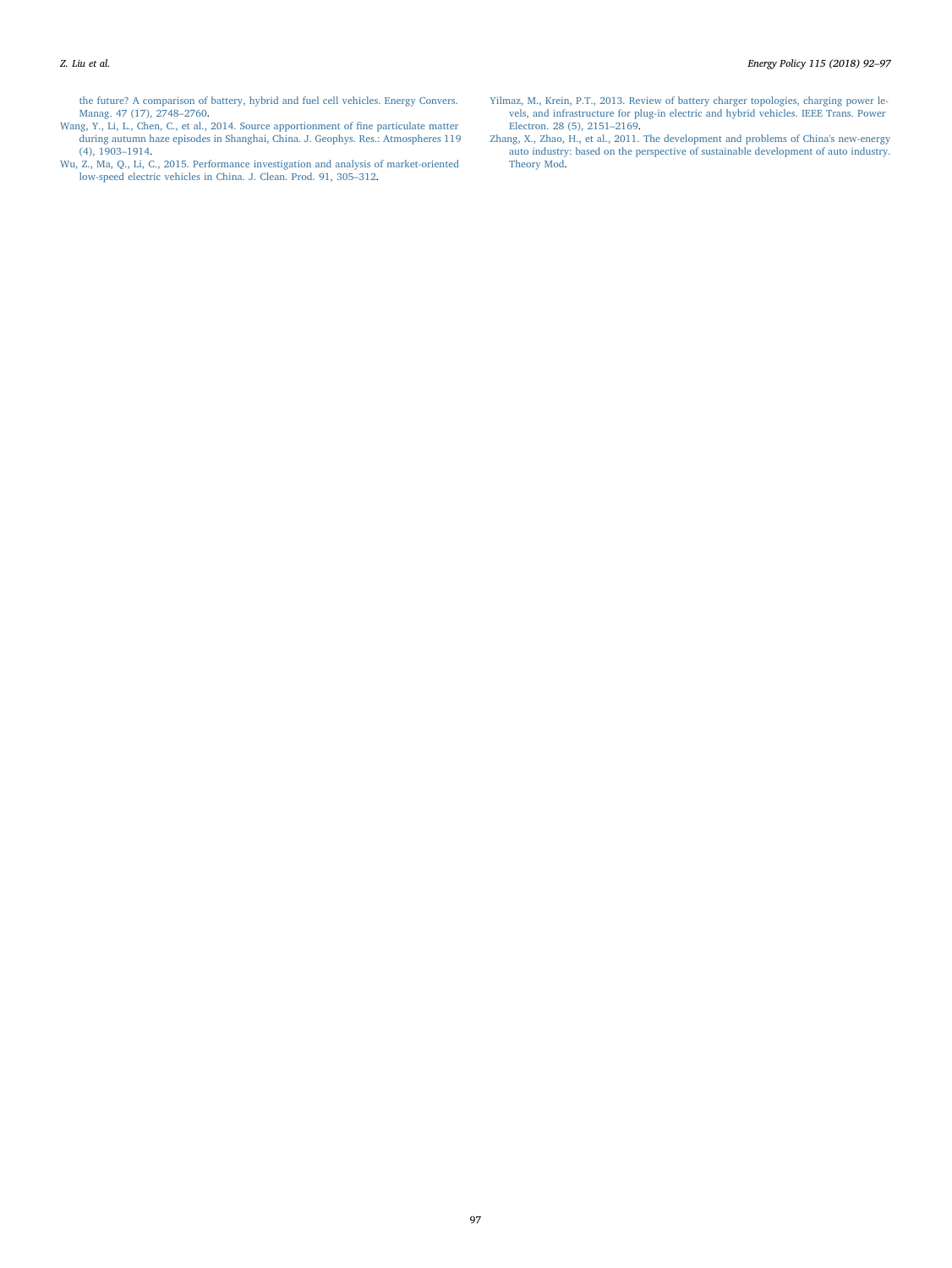the future? A comparison of battery, hybrid and fuel cell vehicles. Energy Convers. Manag. 47 (17), 2748–2760.

Wang, Y., Li, L., Chen, C., et al., 2014. Source apportionment of fine particulate matter during autumn haze episodes in Shanghai, China. J. Geophys. Res.: Atmospheres 119 (4), 1903–1914.

Wu, Z., Ma, Q., Li, C., 2015. Performance investigation and analysis of market-oriented low-speed electric vehicles in China. J. Clean. Prod. 91, 305–312.

Yilmaz, M., Krein, P.T., 2013. Review of battery charger topologies, charging power levels, and infrastructure for plug-in electric and hybrid vehicles. IEEE Trans. Power Electron. 28 (5), 2151–2169.

Zhang, X., Zhao, H., et al., 2011. The development and problems of China's new-energy auto industry: based on the perspective of sustainable development of auto industry. Theory Mod.